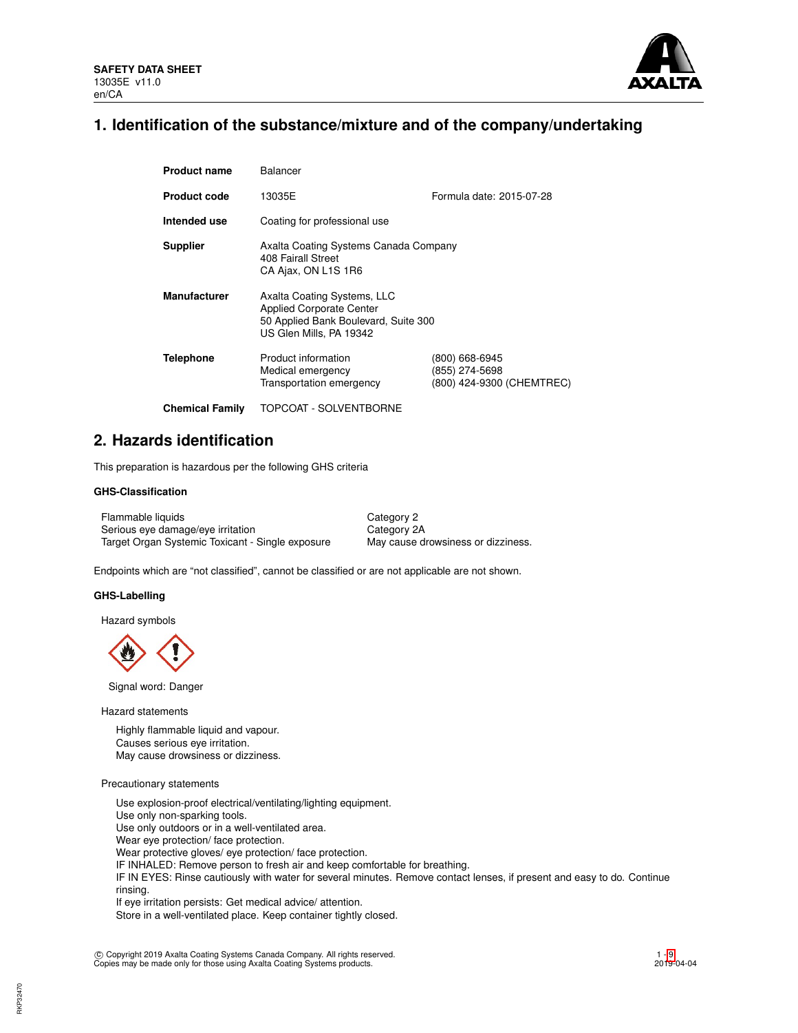**SAFETY DATA SHEET**
13035E v11.0
en/CA

## 1. Identification of the substance/mixture and of the company/undertaking

| | | |
|---|---|---|
| **Product name** | Balancer | |
| **Product code** | 13035E | Formula date: 2015-07-28 |
| **Intended use** | Coating for professional use | |
| **Supplier** | Axalta Coating Systems Canada Company<br>408 Fairall Street<br>CA Ajax, ON L1S 1R6 | |
| **Manufacturer** | Axalta Coating Systems, LLC<br>Applied Corporate Center<br>50 Applied Bank Boulevard, Suite 300<br>US Glen Mills, PA 19342 | |
| **Telephone** | Product information<br>Medical emergency<br>Transportation emergency | (800) 668-6945<br>(855) 274-5698<br>(800) 424-9300 (CHEMTREC) |
| **Chemical Family** | TOPCOAT - SOLVENTBORNE | |

## 2. Hazards identification

This preparation is hazardous per the following GHS criteria

### GHS-Classification

| | |
|---|---|
| Flammable liquids | Category 2 |
| Serious eye damage/eye irritation | Category 2A |
| Target Organ Systemic Toxicant - Single exposure | May cause drowsiness or dizziness. |

Endpoints which are "not classified", cannot be classified or are not applicable are not shown.

### GHS-Labelling

Hazard symbols

Signal word: Danger

Hazard statements

Highly flammable liquid and vapour.
Causes serious eye irritation.
May cause drowsiness or dizziness.

Precautionary statements

Use explosion-proof electrical/ventilating/lighting equipment.
Use only non-sparking tools.
Use only outdoors or in a well-ventilated area.
Wear eye protection/ face protection.
Wear protective gloves/ eye protection/ face protection.
IF INHALED: Remove person to fresh air and keep comfortable for breathing.
IF IN EYES: Rinse cautiously with water for several minutes. Remove contact lenses, if present and easy to do. Continue rinsing.
If eye irritation persists: Get medical advice/ attention.
Store in a well-ventilated place. Keep container tightly closed.

© Copyright 2019 Axalta Coating Systems Canada Company. All rights reserved.
Copies may be made only for those using Axalta Coating Systems products.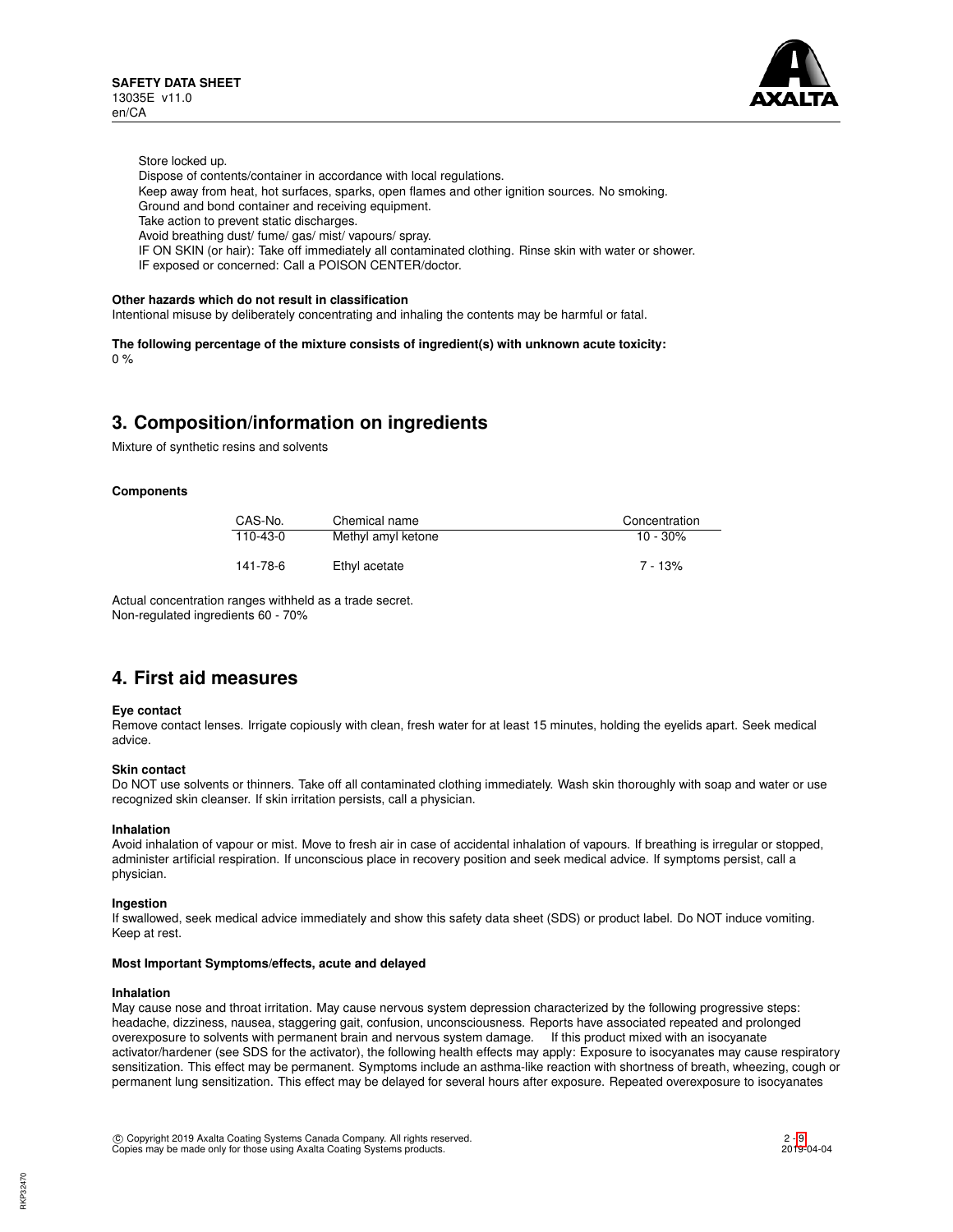Store locked up.
Dispose of contents/container in accordance with local regulations.
Keep away from heat, hot surfaces, sparks, open flames and other ignition sources. No smoking.
Ground and bond container and receiving equipment.
Take action to prevent static discharges.
Avoid breathing dust/ fume/ gas/ mist/ vapours/ spray.
IF ON SKIN (or hair): Take off immediately all contaminated clothing. Rinse skin with water or shower.
IF exposed or concerned: Call a POISON CENTER/doctor.

**Other hazards which do not result in classification**
Intentional misuse by deliberately concentrating and inhaling the contents may be harmful or fatal.

**The following percentage of the mixture consists of ingredient(s) with unknown acute toxicity:**
0 %

## 3. Composition/information on ingredients

Mixture of synthetic resins and solvents

**Components**

| CAS-No. | Chemical name | Concentration |
|---|---|---|
| 110-43-0 | Methyl amyl ketone | 10 - 30% |
| 141-78-6 | Ethyl acetate | 7 - 13% |

Actual concentration ranges withheld as a trade secret.
Non-regulated ingredients 60 - 70%

## 4. First aid measures

**Eye contact**
Remove contact lenses. Irrigate copiously with clean, fresh water for at least 15 minutes, holding the eyelids apart. Seek medical advice.

**Skin contact**
Do NOT use solvents or thinners. Take off all contaminated clothing immediately. Wash skin thoroughly with soap and water or use recognized skin cleanser. If skin irritation persists, call a physician.

**Inhalation**
Avoid inhalation of vapour or mist. Move to fresh air in case of accidental inhalation of vapours. If breathing is irregular or stopped, administer artificial respiration. If unconscious place in recovery position and seek medical advice. If symptoms persist, call a physician.

**Ingestion**
If swallowed, seek medical advice immediately and show this safety data sheet (SDS) or product label. Do NOT induce vomiting. Keep at rest.

**Most Important Symptoms/effects, acute and delayed**

**Inhalation**
May cause nose and throat irritation. May cause nervous system depression characterized by the following progressive steps: headache, dizziness, nausea, staggering gait, confusion, unconsciousness. Reports have associated repeated and prolonged overexposure to solvents with permanent brain and nervous system damage. If this product mixed with an isocyanate activator/hardener (see SDS for the activator), the following health effects may apply: Exposure to isocyanates may cause respiratory sensitization. This effect may be permanent. Symptoms include an asthma-like reaction with shortness of breath, wheezing, cough or permanent lung sensitization. This effect may be delayed for several hours after exposure. Repeated overexposure to isocyanates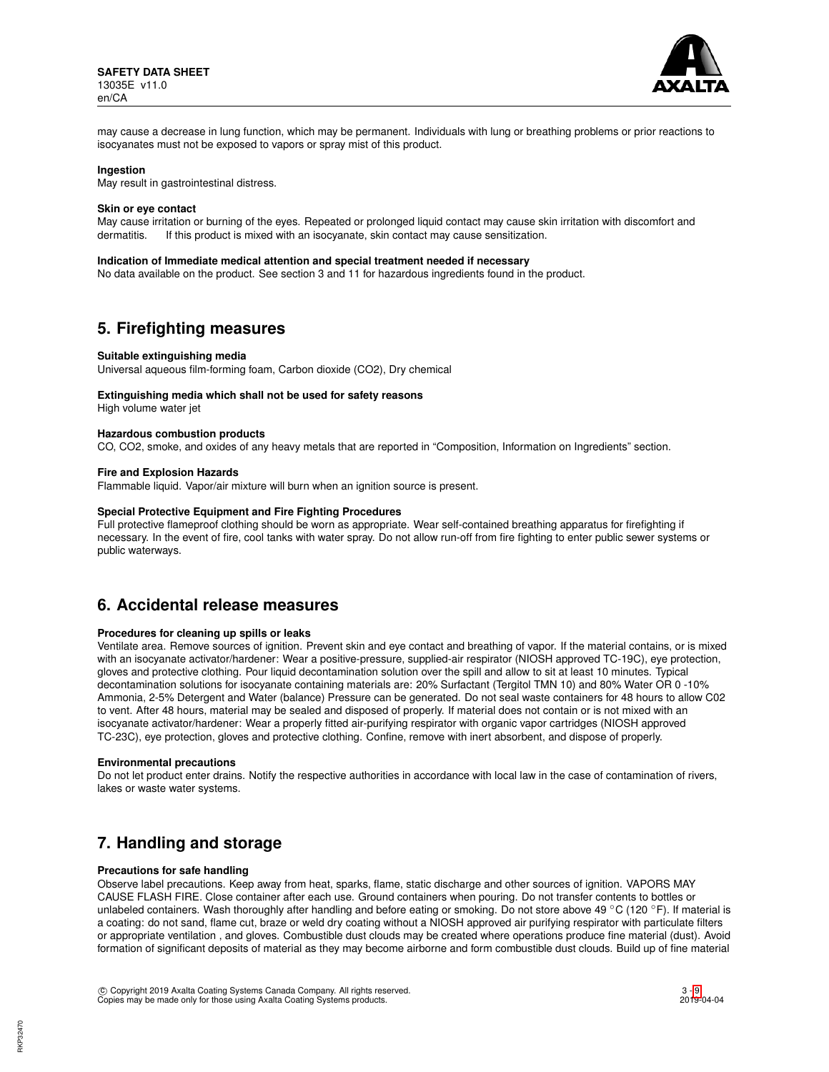may cause a decrease in lung function, which may be permanent. Individuals with lung or breathing problems or prior reactions to isocyanates must not be exposed to vapors or spray mist of this product.

**Ingestion**

May result in gastrointestinal distress.

**Skin or eye contact**

May cause irritation or burning of the eyes. Repeated or prolonged liquid contact may cause skin irritation with discomfort and dermatitis. If this product is mixed with an isocyanate, skin contact may cause sensitization.

**Indication of Immediate medical attention and special treatment needed if necessary**

No data available on the product. See section 3 and 11 for hazardous ingredients found in the product.

## 5. Firefighting measures

**Suitable extinguishing media**

Universal aqueous film-forming foam, Carbon dioxide ($CO_2$), Dry chemical

**Extinguishing media which shall not be used for safety reasons**

High volume water jet

**Hazardous combustion products**

CO, $CO_2$, smoke, and oxides of any heavy metals that are reported in "Composition, Information on Ingredients" section.

**Fire and Explosion Hazards**

Flammable liquid. Vapor/air mixture will burn when an ignition source is present.

**Special Protective Equipment and Fire Fighting Procedures**

Full protective flameproof clothing should be worn as appropriate. Wear self-contained breathing apparatus for firefighting if necessary. In the event of fire, cool tanks with water spray. Do not allow run-off from fire fighting to enter public sewer systems or public waterways.

## 6. Accidental release measures

**Procedures for cleaning up spills or leaks**

Ventilate area. Remove sources of ignition. Prevent skin and eye contact and breathing of vapor. If the material contains, or is mixed with an isocyanate activator/hardener: Wear a positive-pressure, supplied-air respirator (NIOSH approved TC-19C), eye protection, gloves and protective clothing. Pour liquid decontamination solution over the spill and allow to sit at least 10 minutes. Typical decontamination solutions for isocyanate containing materials are: 20% Surfactant (Tergitol TMN 10) and 80% Water OR 0 -10% Ammonia, 2-5% Detergent and Water (balance) Pressure can be generated. Do not seal waste containers for 48 hours to allow C02 to vent. After 48 hours, material may be sealed and disposed of properly. If material does not contain or is not mixed with an isocyanate activator/hardener: Wear a properly fitted air-purifying respirator with organic vapor cartridges (NIOSH approved TC-23C), eye protection, gloves and protective clothing. Confine, remove with inert absorbent, and dispose of properly.

**Environmental precautions**

Do not let product enter drains. Notify the respective authorities in accordance with local law in the case of contamination of rivers, lakes or waste water systems.

## 7. Handling and storage

**Precautions for safe handling**

Observe label precautions. Keep away from heat, sparks, flame, static discharge and other sources of ignition. VAPORS MAY CAUSE FLASH FIRE. Close container after each use. Ground containers when pouring. Do not transfer contents to bottles or unlabeled containers. Wash thoroughly after handling and before eating or smoking. Do not store above 49 °C (120 °F). If material is a coating: do not sand, flame cut, braze or weld dry coating without a NIOSH approved air purifying respirator with particulate filters or appropriate ventilation , and gloves. Combustible dust clouds may be created where operations produce fine material (dust). Avoid formation of significant deposits of material as they may become airborne and form combustible dust clouds. Build up of fine material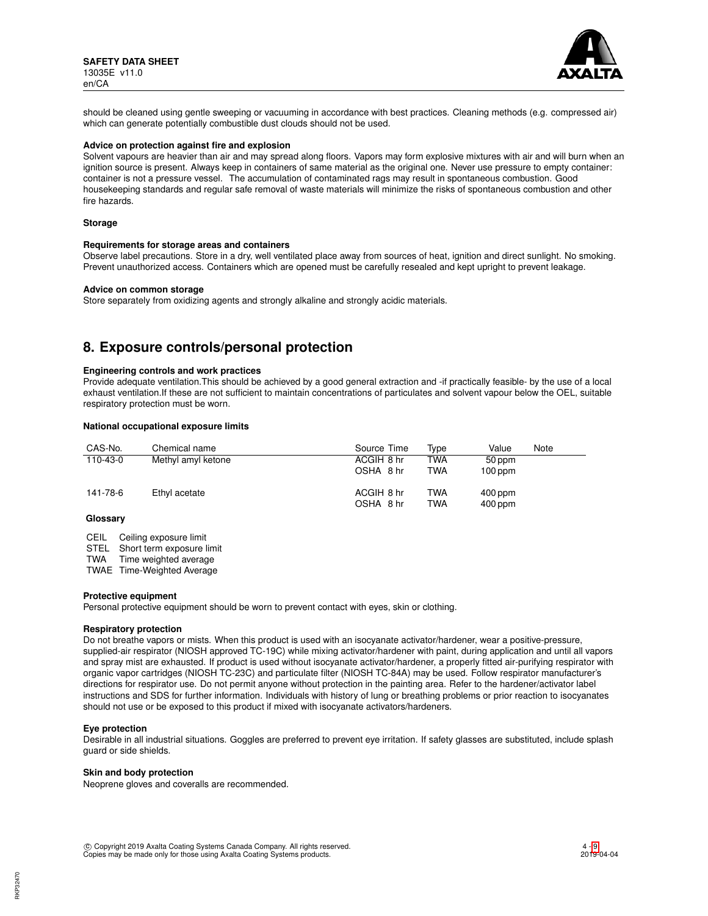should be cleaned using gentle sweeping or vacuuming in accordance with best practices. Cleaning methods (e.g. compressed air) which can generate potentially combustible dust clouds should not be used.

**Advice on protection against fire and explosion**

Solvent vapours are heavier than air and may spread along floors. Vapors may form explosive mixtures with air and will burn when an ignition source is present. Always keep in containers of same material as the original one. Never use pressure to empty container: container is not a pressure vessel. The accumulation of contaminated rags may result in spontaneous combustion. Good housekeeping standards and regular safe removal of waste materials will minimize the risks of spontaneous combustion and other fire hazards.

**Storage**

**Requirements for storage areas and containers**

Observe label precautions. Store in a dry, well ventilated place away from sources of heat, ignition and direct sunlight. No smoking. Prevent unauthorized access. Containers which are opened must be carefully resealed and kept upright to prevent leakage.

**Advice on common storage**

Store separately from oxidizing agents and strongly alkaline and strongly acidic materials.

## 8. Exposure controls/personal protection

**Engineering controls and work practices**

Provide adequate ventilation.This should be achieved by a good general extraction and -if practically feasible- by the use of a local exhaust ventilation.If these are not sufficient to maintain concentrations of particulates and solvent vapour below the OEL, suitable respiratory protection must be worn.

**National occupational exposure limits**

| CAS-No. | Chemical name | Source | Time | Type | Value | Note |
|---|---|---|---|---|---|---|
| 110-43-0 | Methyl amyl ketone | ACGIH | 8 hr | TWA | 50 ppm | |
| | | OSHA | 8 hr | TWA | 100 ppm | |
| 141-78-6 | Ethyl acetate | ACGIH | 8 hr | TWA | 400 ppm | |
| | | OSHA | 8 hr | TWA | 400 ppm | |

**Glossary**

CEIL Ceiling exposure limit
STEL Short term exposure limit
TWA Time weighted average
TWAE Time-Weighted Average

**Protective equipment**

Personal protective equipment should be worn to prevent contact with eyes, skin or clothing.

**Respiratory protection**

Do not breathe vapors or mists. When this product is used with an isocyanate activator/hardener, wear a positive-pressure, supplied-air respirator (NIOSH approved TC-19C) while mixing activator/hardener with paint, during application and until all vapors and spray mist are exhausted. If product is used without isocyanate activator/hardener, a properly fitted air-purifying respirator with organic vapor cartridges (NIOSH TC-23C) and particulate filter (NIOSH TC-84A) may be used. Follow respirator manufacturer's directions for respirator use. Do not permit anyone without protection in the painting area. Refer to the hardener/activator label instructions and SDS for further information. Individuals with history of lung or breathing problems or prior reaction to isocyanates should not use or be exposed to this product if mixed with isocyanate activators/hardeners.

**Eye protection**

Desirable in all industrial situations. Goggles are preferred to prevent eye irritation. If safety glasses are substituted, include splash guard or side shields.

**Skin and body protection**

Neoprene gloves and coveralls are recommended.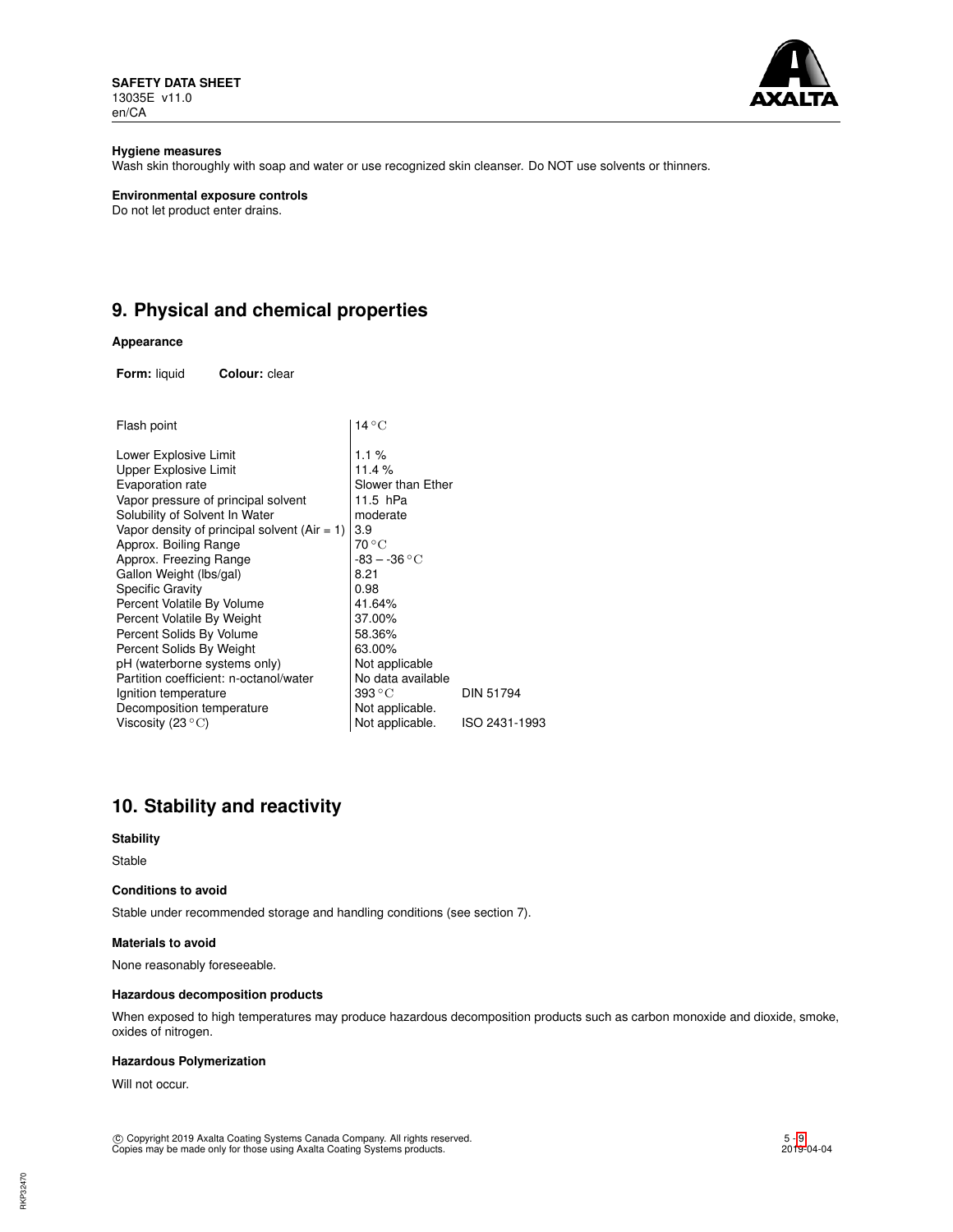#### Hygiene measures

Wash skin thoroughly with soap and water or use recognized skin cleanser. Do NOT use solvents or thinners.

#### Environmental exposure controls

Do not let product enter drains.

## 9. Physical and chemical properties

#### Appearance

**Form:** liquid **Colour:** clear

| | | |
|---|---|---|
| Flash point | 14 °C | |
| Lower Explosive Limit | 1.1 % | |
| Upper Explosive Limit | 11.4 % | |
| Evaporation rate | Slower than Ether | |
| Vapor pressure of principal solvent | 11.5 hPa | |
| Solubility of Solvent In Water | moderate | |
| Vapor density of principal solvent (Air = 1) | 3.9 | |
| Approx. Boiling Range | 70 °C | |
| Approx. Freezing Range | -83 – -36 °C | |
| Gallon Weight (lbs/gal) | 8.21 | |
| Specific Gravity | 0.98 | |
| Percent Volatile By Volume | 41.64% | |
| Percent Volatile By Weight | 37.00% | |
| Percent Solids By Volume | 58.36% | |
| Percent Solids By Weight | 63.00% | |
| pH (waterborne systems only) | Not applicable | |
| Partition coefficient: n-octanol/water | No data available | |
| Ignition temperature | 393 °C | DIN 51794 |
| Decomposition temperature | Not applicable. | |
| Viscosity (23 °C) | Not applicable. | ISO 2431-1993 |

## 10. Stability and reactivity

#### Stability

Stable

#### Conditions to avoid

Stable under recommended storage and handling conditions (see section 7).

#### Materials to avoid

None reasonably foreseeable.

#### Hazardous decomposition products

When exposed to high temperatures may produce hazardous decomposition products such as carbon monoxide and dioxide, smoke, oxides of nitrogen.

#### Hazardous Polymerization

Will not occur.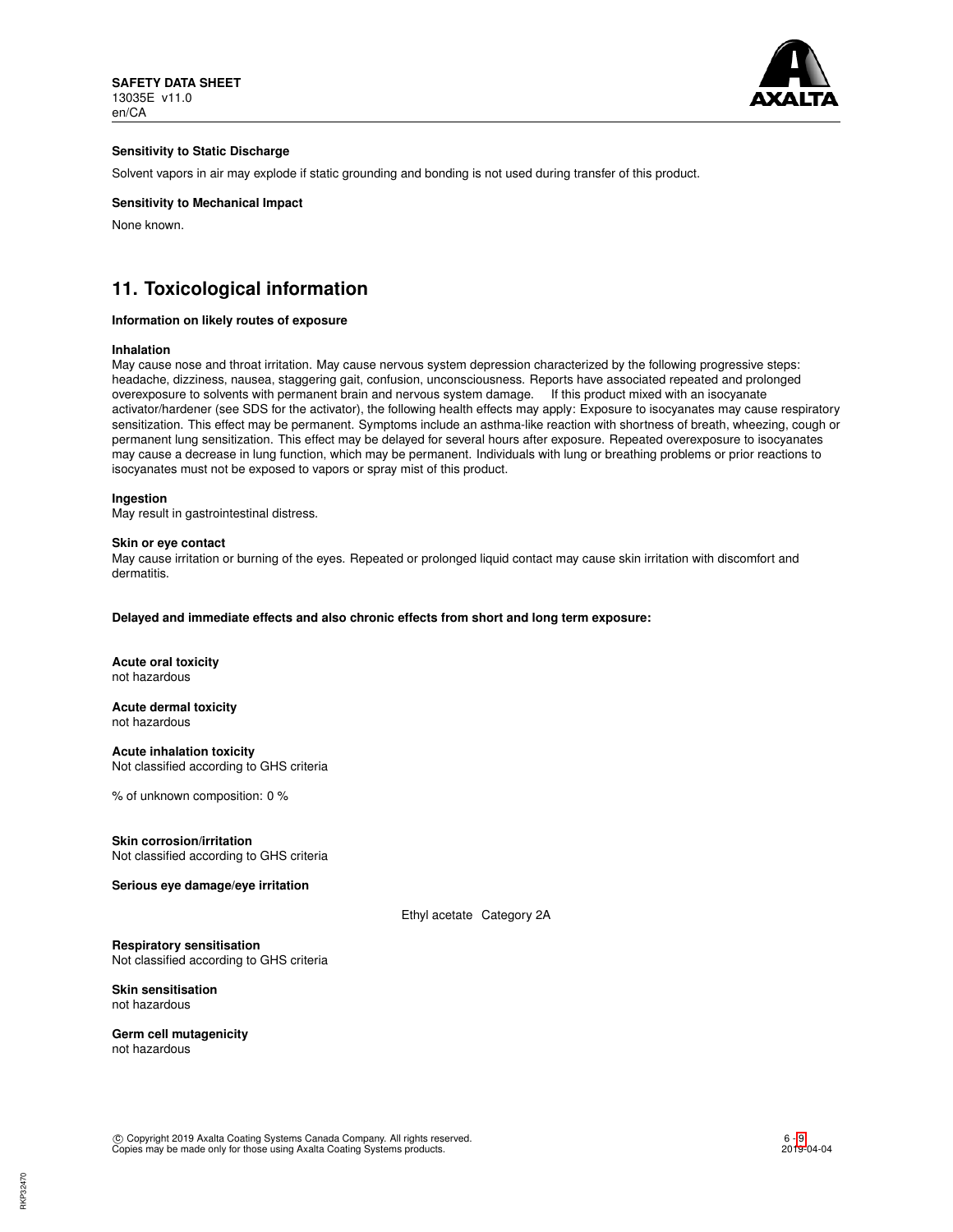**Sensitivity to Static Discharge**

Solvent vapors in air may explode if static grounding and bonding is not used during transfer of this product.

**Sensitivity to Mechanical Impact**

None known.

## 11. Toxicological information

**Information on likely routes of exposure**

**Inhalation**
May cause nose and throat irritation. May cause nervous system depression characterized by the following progressive steps: headache, dizziness, nausea, staggering gait, confusion, unconsciousness. Reports have associated repeated and prolonged overexposure to solvents with permanent brain and nervous system damage. If this product mixed with an isocyanate activator/hardener (see SDS for the activator), the following health effects may apply: Exposure to isocyanates may cause respiratory sensitization. This effect may be permanent. Symptoms include an asthma-like reaction with shortness of breath, wheezing, cough or permanent lung sensitization. This effect may be delayed for several hours after exposure. Repeated overexposure to isocyanates may cause a decrease in lung function, which may be permanent. Individuals with lung or breathing problems or prior reactions to isocyanates must not be exposed to vapors or spray mist of this product.

**Ingestion**
May result in gastrointestinal distress.

**Skin or eye contact**
May cause irritation or burning of the eyes. Repeated or prolonged liquid contact may cause skin irritation with discomfort and dermatitis.

**Delayed and immediate effects and also chronic effects from short and long term exposure:**

**Acute oral toxicity**
not hazardous

**Acute dermal toxicity**
not hazardous

**Acute inhalation toxicity**
Not classified according to GHS criteria

% of unknown composition: 0 %

**Skin corrosion/irritation**
Not classified according to GHS criteria

**Serious eye damage/eye irritation**

Ethyl acetate Category 2A

**Respiratory sensitisation**
Not classified according to GHS criteria

**Skin sensitisation**
not hazardous

**Germ cell mutagenicity**
not hazardous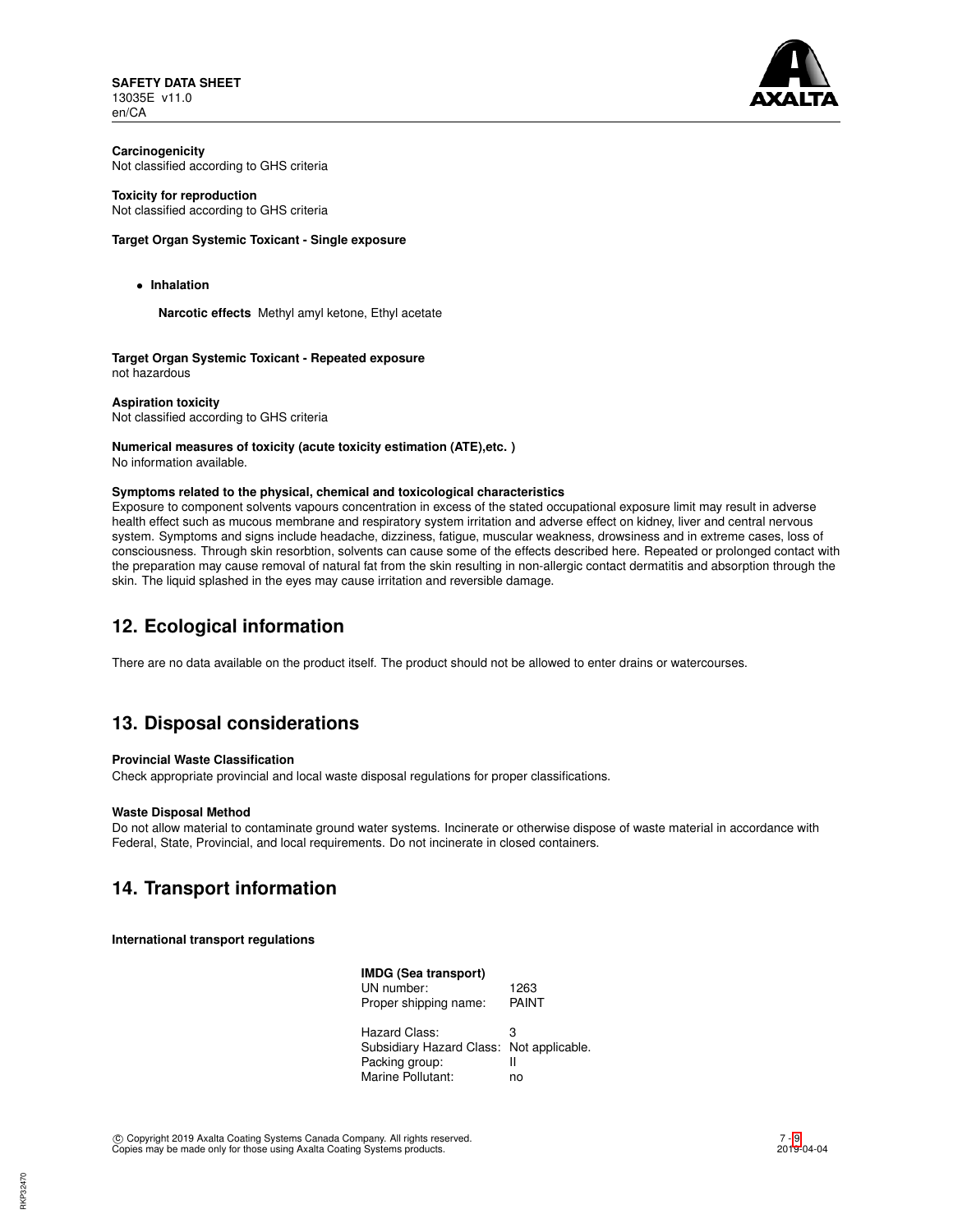**Carcinogenicity**
Not classified according to GHS criteria

**Toxicity for reproduction**
Not classified according to GHS criteria

**Target Organ Systemic Toxicant - Single exposure**

- **Inhalation**

  **Narcotic effects** Methyl amyl ketone, Ethyl acetate

**Target Organ Systemic Toxicant - Repeated exposure**
not hazardous

**Aspiration toxicity**
Not classified according to GHS criteria

**Numerical measures of toxicity (acute toxicity estimation (ATE),etc. )**
No information available.

**Symptoms related to the physical, chemical and toxicological characteristics**
Exposure to component solvents vapours concentration in excess of the stated occupational exposure limit may result in adverse health effect such as mucous membrane and respiratory system irritation and adverse effect on kidney, liver and central nervous system. Symptoms and signs include headache, dizziness, fatigue, muscular weakness, drowsiness and in extreme cases, loss of consciousness. Through skin resorbtion, solvents can cause some of the effects described here. Repeated or prolonged contact with the preparation may cause removal of natural fat from the skin resulting in non-allergic contact dermatitis and absorption through the skin. The liquid splashed in the eyes may cause irritation and reversible damage.

## 12. Ecological information

There are no data available on the product itself. The product should not be allowed to enter drains or watercourses.

## 13. Disposal considerations

**Provincial Waste Classification**
Check appropriate provincial and local waste disposal regulations for proper classifications.

**Waste Disposal Method**
Do not allow material to contaminate ground water systems. Incinerate or otherwise dispose of waste material in accordance with Federal, State, Provincial, and local requirements. Do not incinerate in closed containers.

## 14. Transport information

**International transport regulations**

**IMDG (Sea transport)**

| | |
|---|---|
| UN number: | 1263 |
| Proper shipping name: | PAINT |
| Hazard Class: | 3 |
| Subsidiary Hazard Class: | Not applicable. |
| Packing group: | II |
| Marine Pollutant: | no |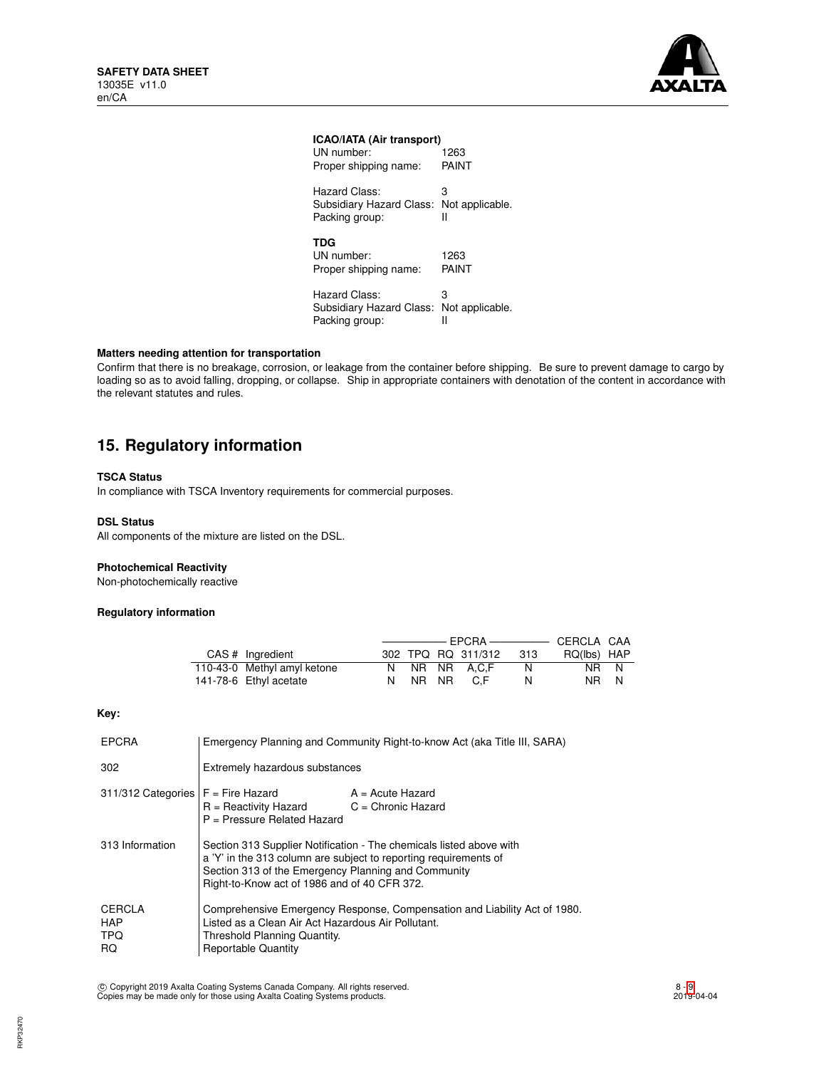**ICAO/IATA (Air transport)**

UN number: 1263
Proper shipping name: PAINT

Hazard Class: 3
Subsidiary Hazard Class: Not applicable.
Packing group: II

**TDG**

UN number: 1263
Proper shipping name: PAINT

Hazard Class: 3
Subsidiary Hazard Class: Not applicable.
Packing group: II

**Matters needing attention for transportation**

Confirm that there is no breakage, corrosion, or leakage from the container before shipping. Be sure to prevent damage to cargo by loading so as to avoid falling, dropping, or collapse. Ship in appropriate containers with denotation of the content in accordance with the relevant statutes and rules.

## 15. Regulatory information

**TSCA Status**

In compliance with TSCA Inventory requirements for commercial purposes.

**DSL Status**

All components of the mixture are listed on the DSL.

**Photochemical Reactivity**

Non-photochemically reactive

**Regulatory information**

| | | EPCRA | | | | | CERCLA | CAA |
|---|---|---|---|---|---|---|---|---|
| CAS # | Ingredient | 302 | TPQ | RQ | 311/312 | 313 | RQ(lbs) | HAP |
| 110-43-0 | Methyl amyl ketone | N | NR | NR | A,C,F | N | NR | N |
| 141-78-6 | Ethyl acetate | N | NR | NR | C,F | N | NR | N |

**Key:**

| | |
|---|---|
| EPCRA | Emergency Planning and Community Right-to-know Act (aka Title III, SARA) |
| 302 | Extremely hazardous substances |
| 311/312 Categories | F = Fire Hazard; A = Acute Hazard; R = Reactivity Hazard; C = Chronic Hazard; P = Pressure Related Hazard |
| 313 Information | Section 313 Supplier Notification - The chemicals listed above with a 'Y' in the 313 column are subject to reporting requirements of Section 313 of the Emergency Planning and Community Right-to-Know act of 1986 and of 40 CFR 372. |
| CERCLA | Comprehensive Emergency Response, Compensation and Liability Act of 1980. |
| HAP | Listed as a Clean Air Act Hazardous Air Pollutant. |
| TPQ | Threshold Planning Quantity. |
| RQ | Reportable Quantity |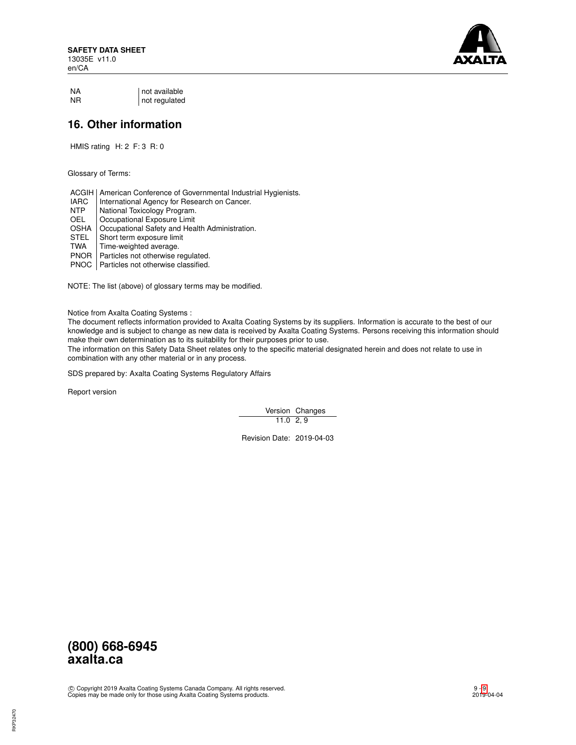| | |
|---|---|
| NA | not available |
| NR | not regulated |

## 16. Other information

HMIS rating H: 2 F: 3 R: 0

Glossary of Terms:

| | |
|---|---|
| ACGIH | American Conference of Governmental Industrial Hygienists. |
| IARC | International Agency for Research on Cancer. |
| NTP | National Toxicology Program. |
| OEL | Occupational Exposure Limit |
| OSHA | Occupational Safety and Health Administration. |
| STEL | Short term exposure limit |
| TWA | Time-weighted average. |
| PNOR | Particles not otherwise regulated. |
| PNOC | Particles not otherwise classified. |

NOTE: The list (above) of glossary terms may be modified.

Notice from Axalta Coating Systems :
The document reflects information provided to Axalta Coating Systems by its suppliers. Information is accurate to the best of our knowledge and is subject to change as new data is received by Axalta Coating Systems. Persons receiving this information should make their own determination as to its suitability for their purposes prior to use.
The information on this Safety Data Sheet relates only to the specific material designated herein and does not relate to use in combination with any other material or in any process.

SDS prepared by: Axalta Coating Systems Regulatory Affairs

Report version

| Version | Changes |
|---|---|
| 11.0 | 2, 9 |

Revision Date: 2019-04-03

**(800) 668-6945**
**axalta.ca**

© Copyright 2019 Axalta Coating Systems Canada Company. All rights reserved.
Copies may be made only for those using Axalta Coating Systems products.

2019-04-04

RKP32470